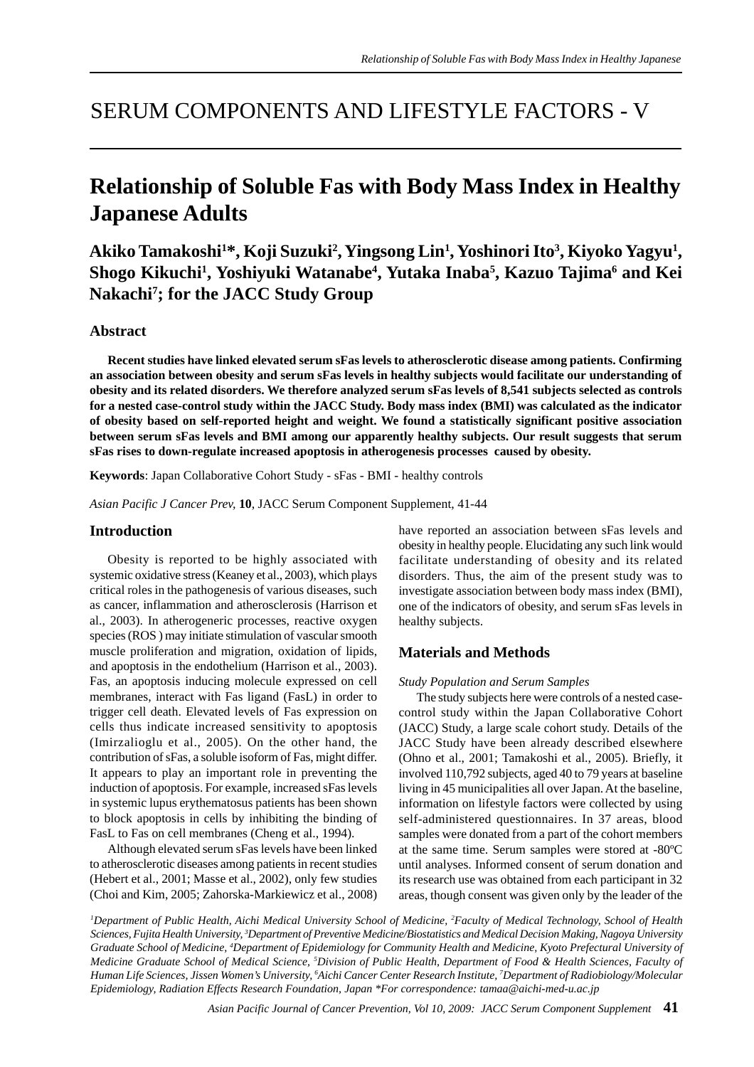# SERUM COMPONENTS AND LIFESTYLE FACTORS - V

## Relationship of Soluble Fas with Body Mass Index in Healthy Japanese Adults

**Akiko Tamakoshi[1]*, Koji Suzuki[2], Yingsong Lin[1], Yoshinori Ito[3], Kiyoko Yagyu[1], Shogo Kikuchi[1], Yoshiyuki Watanabe[4], Yutaka Inaba[5], Kazuo Tajima[6] and Kei Nakachi[7]; for the JACC Study Group**

### Abstract

**Recent studies have linked elevated serum sFas levels to atherosclerotic disease among patients. Confirming an association between obesity and serum sFas levels in healthy subjects would facilitate our understanding of obesity and its related disorders. We therefore analyzed serum sFas levels of 8,541 subjects selected as controls for a nested case-control study within the JACC Study. Body mass index (BMI) was calculated as the indicator of obesity based on self-reported height and weight. We found a statistically significant positive association between serum sFas levels and BMI among our apparently healthy subjects. Our result suggests that serum sFas rises to down-regulate increased apoptosis in atherogenesis processes caused by obesity.**

**Keywords**: Japan Collaborative Cohort Study - sFas - BMI - healthy controls

*Asian Pacific J Cancer Prev*, **10**, JACC Serum Component Supplement, 41-44

### Introduction

Obesity is reported to be highly associated with systemic oxidative stress (Keaney et al., 2003), which plays critical roles in the pathogenesis of various diseases, such as cancer, inflammation and atherosclerosis (Harrison et al., 2003). In atherogeneric processes, reactive oxygen species (ROS ) may initiate stimulation of vascular smooth muscle proliferation and migration, oxidation of lipids, and apoptosis in the endothelium (Harrison et al., 2003). Fas, an apoptosis inducing molecule expressed on cell membranes, interact with Fas ligand (FasL) in order to trigger cell death. Elevated levels of Fas expression on cells thus indicate increased sensitivity to apoptosis (Imirzalioglu et al., 2005). On the other hand, the contribution of sFas, a soluble isoform of Fas, might differ. It appears to play an important role in preventing the induction of apoptosis. For example, increased sFas levels in systemic lupus erythematosus patients has been shown to block apoptosis in cells by inhibiting the binding of FasL to Fas on cell membranes (Cheng et al., 1994).

Although elevated serum sFas levels have been linked to atherosclerotic diseases among patients in recent studies (Hebert et al., 2001; Masse et al., 2002), only few studies (Choi and Kim, 2005; Zahorska-Markiewicz et al., 2008) have reported an association between sFas levels and obesity in healthy people. Elucidating any such link would facilitate understanding of obesity and its related disorders. Thus, the aim of the present study was to investigate association between body mass index (BMI), one of the indicators of obesity, and serum sFas levels in healthy subjects.

### Materials and Methods

*Study Population and Serum Samples*

The study subjects here were controls of a nested case-control study within the Japan Collaborative Cohort (JACC) Study, a large scale cohort study. Details of the JACC Study have been already described elsewhere (Ohno et al., 2001; Tamakoshi et al., 2005). Briefly, it involved 110,792 subjects, aged 40 to 79 years at baseline living in 45 municipalities all over Japan. At the baseline, information on lifestyle factors were collected by using self-administered questionnaires. In 37 areas, blood samples were donated from a part of the cohort members at the same time. Serum samples were stored at -80ºC until analyses. Informed consent of serum donation and its research use was obtained from each participant in 32 areas, though consent was given only by the leader of the

[1]*Department of Public Health, Aichi Medical University School of Medicine,* [2]*Faculty of Medical Technology, School of Health Sciences, Fujita Health University,* [3]*Department of Preventive Medicine/Biostatistics and Medical Decision Making, Nagoya University Graduate School of Medicine,* [4]*Department of Epidemiology for Community Health and Medicine, Kyoto Prefectural University of Medicine Graduate School of Medical Science,* [5]*Division of Public Health, Department of Food & Health Sciences, Faculty of Human Life Sciences, Jissen Women's University,* [6]*Aichi Cancer Center Research Institute,* [7]*Department of Radiobiology/Molecular Epidemiology, Radiation Effects Research Foundation, Japan \*For correspondence: tamaa@aichi-med-u.ac.jp*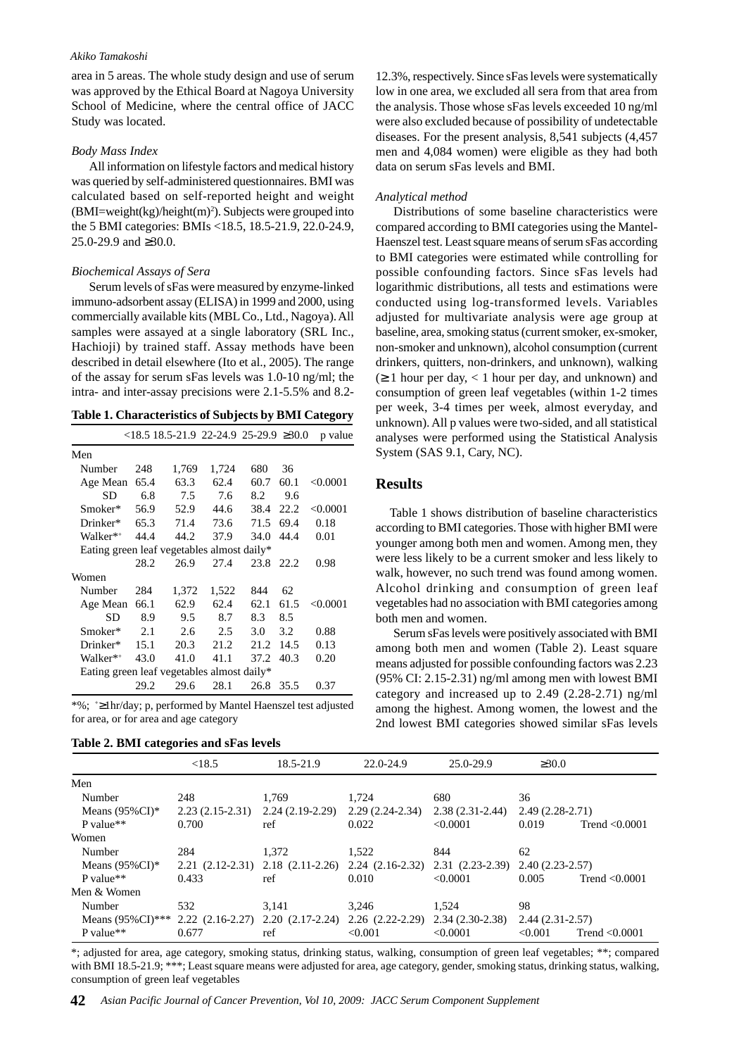area in 5 areas. The whole study design and use of serum was approved by the Ethical Board at Nagoya University School of Medicine, where the central office of JACC Study was located.

### *Body Mass Index*

All information on lifestyle factors and medical history was queried by self-administered questionnaires. BMI was calculated based on self-reported height and weight (BMI=weight(kg)/height(m)$^2$). Subjects were grouped into the 5 BMI categories: BMIs <18.5, 18.5-21.9, 22.0-24.9, 25.0-29.9 and ≥30.0.

### *Biochemical Assays of Sera*

Serum levels of sFas were measured by enzyme-linked immuno-adsorbent assay (ELISA) in 1999 and 2000, using commercially available kits (MBL Co., Ltd., Nagoya). All samples were assayed at a single laboratory (SRL Inc., Hachioji) by trained staff. Assay methods have been described in detail elsewhere (Ito et al., 2005). The range of the assay for serum sFas levels was 1.0-10 ng/ml; the intra- and inter-assay precisions were 2.1-5.5% and 8.2-12.3%, respectively. Since sFas levels were systematically low in one area, we excluded all sera from that area from the analysis. Those whose sFas levels exceeded 10 ng/ml were also excluded because of possibility of undetectable diseases. For the present analysis, 8,541 subjects (4,457 men and 4,084 women) were eligible as they had both data on serum sFas levels and BMI.

**Table 1. Characteristics of Subjects by BMI Category**

| | <18.5 | 18.5-21.9 | 22-24.9 | 25-29.9 | ≥30.0 | p value |
|---|---|---|---|---|---|---|
| Men | | | | | | |
| Number | 248 | 1,769 | 1,724 | 680 | 36 | |
| Age Mean | 65.4 | 63.3 | 62.4 | 60.7 | 60.1 | <0.0001 |
| SD | 6.8 | 7.5 | 7.6 | 8.2 | 9.6 | |
| Smoker* | 56.9 | 52.9 | 44.6 | 38.4 | 22.2 | <0.0001 |
| Drinker* | 65.3 | 71.4 | 73.6 | 71.5 | 69.4 | 0.18 |
| Walker*⁺ | 44.4 | 44.2 | 37.9 | 34.0 | 44.4 | 0.01 |
| Eating green leaf vegetables almost daily* | | | | | | |
| | 28.2 | 26.9 | 27.4 | 23.8 | 22.2 | 0.98 |
| Women | | | | | | |
| Number | 284 | 1,372 | 1,522 | 844 | 62 | |
| Age Mean | 66.1 | 62.9 | 62.4 | 62.1 | 61.5 | <0.0001 |
| SD | 8.9 | 9.5 | 8.7 | 8.3 | 8.5 | |
| Smoker* | 2.1 | 2.6 | 2.5 | 3.0 | 3.2 | 0.88 |
| Drinker* | 15.1 | 20.3 | 21.2 | 21.2 | 14.5 | 0.13 |
| Walker*⁺ | 43.0 | 41.0 | 41.1 | 37.2 | 40.3 | 0.20 |
| Eating green leaf vegetables almost daily* | | | | | | |
| | 29.2 | 29.6 | 28.1 | 26.8 | 35.5 | 0.37 |

*%; ⁺≥1hr/day; p, performed by Mantel Haenszel test adjusted for area, or for area and age category

### *Analytical method*

Distributions of some baseline characteristics were compared according to BMI categories using the Mantel-Haenszel test. Least square means of serum sFas according to BMI categories were estimated while controlling for possible confounding factors. Since sFas levels had logarithmic distributions, all tests and estimations were conducted using log-transformed levels. Variables adjusted for multivariate analysis were age group at baseline, area, smoking status (current smoker, ex-smoker, non-smoker and unknown), alcohol consumption (current drinkers, quitters, non-drinkers, and unknown), walking (≥ 1 hour per day, < 1 hour per day, and unknown) and consumption of green leaf vegetables (within 1-2 times per week, 3-4 times per week, almost everyday, and unknown). All p values were two-sided, and all statistical analyses were performed using the Statistical Analysis System (SAS 9.1, Cary, NC).

## Results

Table 1 shows distribution of baseline characteristics according to BMI categories. Those with higher BMI were younger among both men and women. Among men, they were less likely to be a current smoker and less likely to walk, however, no such trend was found among women. Alcohol drinking and consumption of green leaf vegetables had no association with BMI categories among both men and women.

Serum sFas levels were positively associated with BMI among both men and women (Table 2). Least square means adjusted for possible confounding factors was 2.23 (95% CI: 2.15-2.31) ng/ml among men with lowest BMI category and increased up to 2.49 (2.28-2.71) ng/ml among the highest. Among women, the lowest and the 2nd lowest BMI categories showed similar sFas levels

**Table 2. BMI categories and sFas levels**

| | <18.5 | 18.5-21.9 | 22.0-24.9 | 25.0-29.9 | ≥30.0 | |
|---|---|---|---|---|---|---|
| Men | | | | | | |
| Number | 248 | 1,769 | 1,724 | 680 | 36 | |
| Means (95%CI)* | 2.23 (2.15-2.31) | 2.24 (2.19-2.29) | 2.29 (2.24-2.34) | 2.38 (2.31-2.44) | 2.49 (2.28-2.71) | |
| P value** | 0.700 | ref | 0.022 | <0.0001 | 0.019 | Trend <0.0001 |
| Women | | | | | | |
| Number | 284 | 1,372 | 1,522 | 844 | 62 | |
| Means (95%CI)* | 2.21 (2.12-2.31) | 2.18 (2.11-2.26) | 2.24 (2.16-2.32) | 2.31 (2.23-2.39) | 2.40 (2.23-2.57) | |
| P value** | 0.433 | ref | 0.010 | <0.0001 | 0.005 | Trend <0.0001 |
| Men & Women | | | | | | |
| Number | 532 | 3,141 | 3,246 | 1,524 | 98 | |
| Means (95%CI)*** | 2.22 (2.16-2.27) | 2.20 (2.17-2.24) | 2.26 (2.22-2.29) | 2.34 (2.30-2.38) | 2.44 (2.31-2.57) | |
| P value** | 0.677 | ref | <0.001 | <0.0001 | <0.001 | Trend <0.0001 |

*; adjusted for area, age category, smoking status, drinking status, walking, consumption of green leaf vegetables; **; compared with BMI 18.5-21.9; ***; Least square means were adjusted for area, age category, gender, smoking status, drinking status, walking, consumption of green leaf vegetables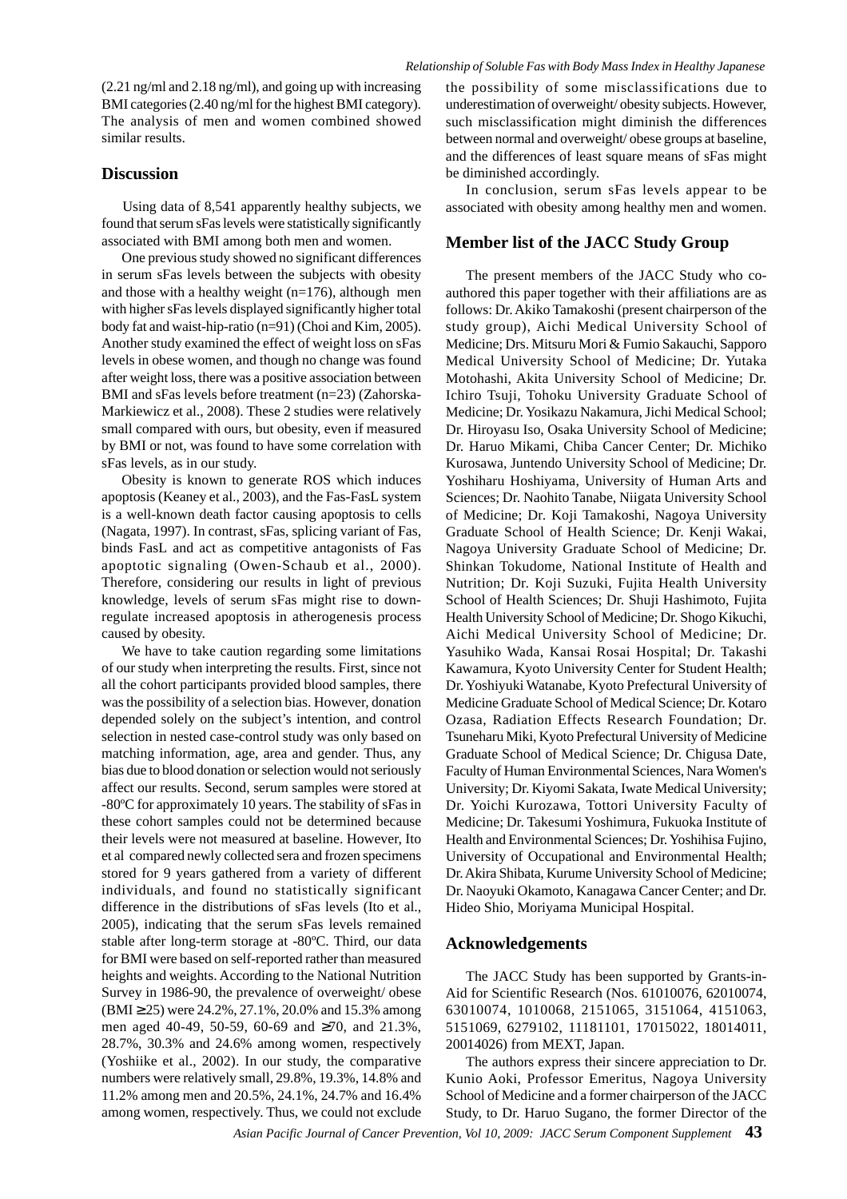(2.21 ng/ml and 2.18 ng/ml), and going up with increasing BMI categories (2.40 ng/ml for the highest BMI category). The analysis of men and women combined showed similar results.

## Discussion

Using data of 8,541 apparently healthy subjects, we found that serum sFas levels were statistically significantly associated with BMI among both men and women.

One previous study showed no significant differences in serum sFas levels between the subjects with obesity and those with a healthy weight (n=176), although men with higher sFas levels displayed significantly higher total body fat and waist-hip-ratio (n=91) (Choi and Kim, 2005). Another study examined the effect of weight loss on sFas levels in obese women, and though no change was found after weight loss, there was a positive association between BMI and sFas levels before treatment (n=23) (Zahorska-Markiewicz et al., 2008). These 2 studies were relatively small compared with ours, but obesity, even if measured by BMI or not, was found to have some correlation with sFas levels, as in our study.

Obesity is known to generate ROS which induces apoptosis (Keaney et al., 2003), and the Fas-FasL system is a well-known death factor causing apoptosis to cells (Nagata, 1997). In contrast, sFas, splicing variant of Fas, binds FasL and act as competitive antagonists of Fas apoptotic signaling (Owen-Schaub et al., 2000). Therefore, considering our results in light of previous knowledge, levels of serum sFas might rise to down-regulate increased apoptosis in atherogenesis process caused by obesity.

We have to take caution regarding some limitations of our study when interpreting the results. First, since not all the cohort participants provided blood samples, there was the possibility of a selection bias. However, donation depended solely on the subject's intention, and control selection in nested case-control study was only based on matching information, age, area and gender. Thus, any bias due to blood donation or selection would not seriously affect our results. Second, serum samples were stored at -80ºC for approximately 10 years. The stability of sFas in these cohort samples could not be determined because their levels were not measured at baseline. However, Ito et al compared newly collected sera and frozen specimens stored for 9 years gathered from a variety of different individuals, and found no statistically significant difference in the distributions of sFas levels (Ito et al., 2005), indicating that the serum sFas levels remained stable after long-term storage at -80ºC. Third, our data for BMI were based on self-reported rather than measured heights and weights. According to the National Nutrition Survey in 1986-90, the prevalence of overweight/ obese (BMI ≥ 25) were 24.2%, 27.1%, 20.0% and 15.3% among men aged 40-49, 50-59, 60-69 and ≥70, and 21.3%, 28.7%, 30.3% and 24.6% among women, respectively (Yoshiike et al., 2002). In our study, the comparative numbers were relatively small, 29.8%, 19.3%, 14.8% and 11.2% among men and 20.5%, 24.1%, 24.7% and 16.4% among women, respectively. Thus, we could not exclude the possibility of some misclassifications due to underestimation of overweight/ obesity subjects. However, such misclassification might diminish the differences between normal and overweight/ obese groups at baseline, and the differences of least square means of sFas might be diminished accordingly.

In conclusion, serum sFas levels appear to be associated with obesity among healthy men and women.

## Member list of the JACC Study Group

The present members of the JACC Study who co-authored this paper together with their affiliations are as follows: Dr. Akiko Tamakoshi (present chairperson of the study group), Aichi Medical University School of Medicine; Drs. Mitsuru Mori & Fumio Sakauchi, Sapporo Medical University School of Medicine; Dr. Yutaka Motohashi, Akita University School of Medicine; Dr. Ichiro Tsuji, Tohoku University Graduate School of Medicine; Dr. Yosikazu Nakamura, Jichi Medical School; Dr. Hiroyasu Iso, Osaka University School of Medicine; Dr. Haruo Mikami, Chiba Cancer Center; Dr. Michiko Kurosawa, Juntendo University School of Medicine; Dr. Yoshiharu Hoshiyama, University of Human Arts and Sciences; Dr. Naohito Tanabe, Niigata University School of Medicine; Dr. Koji Tamakoshi, Nagoya University Graduate School of Health Science; Dr. Kenji Wakai, Nagoya University Graduate School of Medicine; Dr. Shinkan Tokudome, National Institute of Health and Nutrition; Dr. Koji Suzuki, Fujita Health University School of Health Sciences; Dr. Shuji Hashimoto, Fujita Health University School of Medicine; Dr. Shogo Kikuchi, Aichi Medical University School of Medicine; Dr. Yasuhiko Wada, Kansai Rosai Hospital; Dr. Takashi Kawamura, Kyoto University Center for Student Health; Dr. Yoshiyuki Watanabe, Kyoto Prefectural University of Medicine Graduate School of Medical Science; Dr. Kotaro Ozasa, Radiation Effects Research Foundation; Dr. Tsuneharu Miki, Kyoto Prefectural University of Medicine Graduate School of Medical Science; Dr. Chigusa Date, Faculty of Human Environmental Sciences, Nara Women's University; Dr. Kiyomi Sakata, Iwate Medical University; Dr. Yoichi Kurozawa, Tottori University Faculty of Medicine; Dr. Takesumi Yoshimura, Fukuoka Institute of Health and Environmental Sciences; Dr. Yoshihisa Fujino, University of Occupational and Environmental Health; Dr. Akira Shibata, Kurume University School of Medicine; Dr. Naoyuki Okamoto, Kanagawa Cancer Center; and Dr. Hideo Shio, Moriyama Municipal Hospital.

## Acknowledgements

The JACC Study has been supported by Grants-in-Aid for Scientific Research (Nos. 61010076, 62010074, 63010074, 1010068, 2151065, 3151064, 4151063, 5151069, 6279102, 11181101, 17015022, 18014011, 20014026) from MEXT, Japan.

The authors express their sincere appreciation to Dr. Kunio Aoki, Professor Emeritus, Nagoya University School of Medicine and a former chairperson of the JACC Study, to Dr. Haruo Sugano, the former Director of the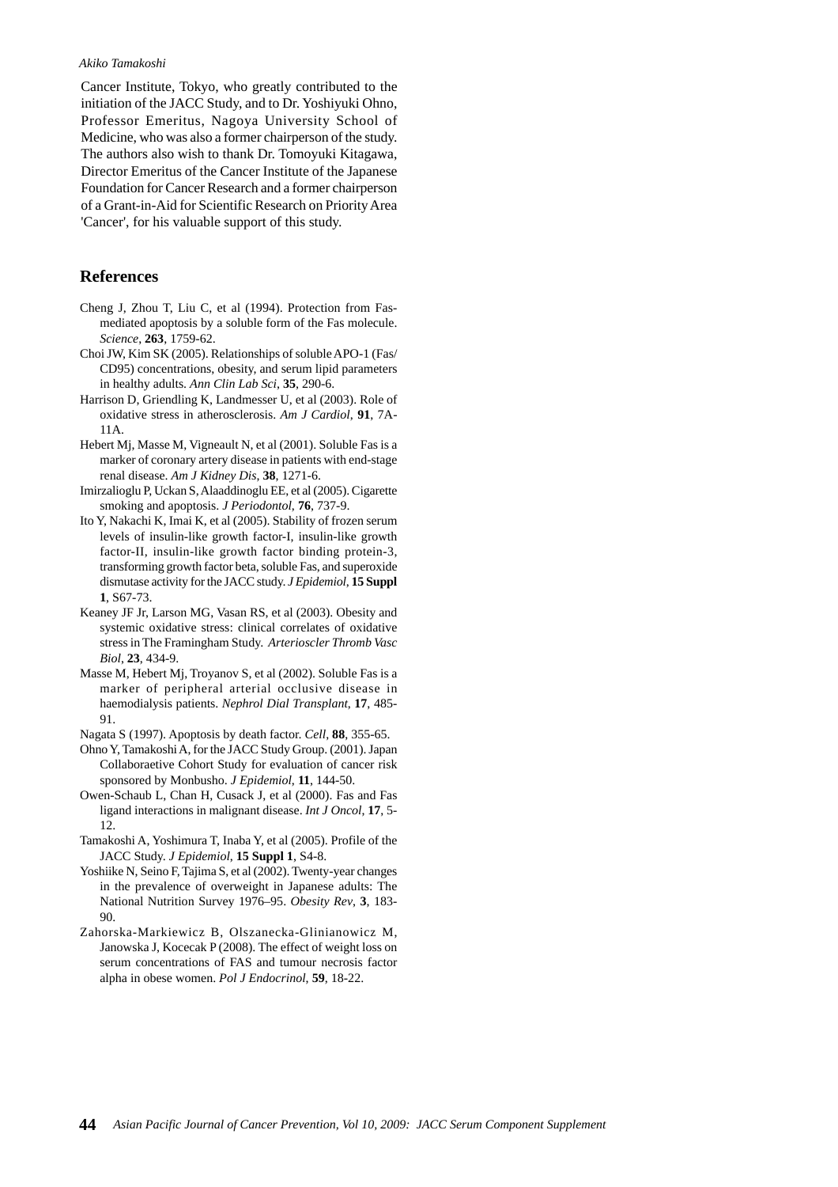Cancer Institute, Tokyo, who greatly contributed to the initiation of the JACC Study, and to Dr. Yoshiyuki Ohno, Professor Emeritus, Nagoya University School of Medicine, who was also a former chairperson of the study. The authors also wish to thank Dr. Tomoyuki Kitagawa, Director Emeritus of the Cancer Institute of the Japanese Foundation for Cancer Research and a former chairperson of a Grant-in-Aid for Scientific Research on Priority Area 'Cancer', for his valuable support of this study.

## References

Cheng J, Zhou T, Liu C, et al (1994). Protection from Fas-mediated apoptosis by a soluble form of the Fas molecule. *Science*, **263**, 1759-62.

Choi JW, Kim SK (2005). Relationships of soluble APO-1 (Fas/CD95) concentrations, obesity, and serum lipid parameters in healthy adults. *Ann Clin Lab Sci*, **35**, 290-6.

Harrison D, Griendling K, Landmesser U, et al (2003). Role of oxidative stress in atherosclerosis. *Am J Cardiol*, **91**, 7A-11A.

Hebert Mj, Masse M, Vigneault N, et al (2001). Soluble Fas is a marker of coronary artery disease in patients with end-stage renal disease. *Am J Kidney Dis*, **38**, 1271-6.

Imirzalioglu P, Uckan S, Alaaddinoglu EE, et al (2005). Cigarette smoking and apoptosis. *J Periodontol*, **76**, 737-9.

Ito Y, Nakachi K, Imai K, et al (2005). Stability of frozen serum levels of insulin-like growth factor-I, insulin-like growth factor-II, insulin-like growth factor binding protein-3, transforming growth factor beta, soluble Fas, and superoxide dismutase activity for the JACC study. *J Epidemiol*, **15 Suppl 1**, S67-73.

Keaney JF Jr, Larson MG, Vasan RS, et al (2003). Obesity and systemic oxidative stress: clinical correlates of oxidative stress in The Framingham Study. *Arterioscler Thromb Vasc Biol*, **23**, 434-9.

Masse M, Hebert Mj, Troyanov S, et al (2002). Soluble Fas is a marker of peripheral arterial occlusive disease in haemodialysis patients. *Nephrol Dial Transplant*, **17**, 485-91.

Nagata S (1997). Apoptosis by death factor. *Cell*, **88**, 355-65.

Ohno Y, Tamakoshi A, for the JACC Study Group. (2001). Japan Collaboraetive Cohort Study for evaluation of cancer risk sponsored by Monbusho. *J Epidemiol*, **11**, 144-50.

Owen-Schaub L, Chan H, Cusack J, et al (2000). Fas and Fas ligand interactions in malignant disease. *Int J Oncol*, **17**, 5-12.

Tamakoshi A, Yoshimura T, Inaba Y, et al (2005). Profile of the JACC Study. *J Epidemiol*, **15 Suppl 1**, S4-8.

Yoshiike N, Seino F, Tajima S, et al (2002). Twenty-year changes in the prevalence of overweight in Japanese adults: The National Nutrition Survey 1976–95. *Obesity Rev*, **3**, 183-90.

Zahorska-Markiewicz B, Olszanecka-Glinianowicz M, Janowska J, Kocecak P (2008). The effect of weight loss on serum concentrations of FAS and tumour necrosis factor alpha in obese women. *Pol J Endocrinol*, **59**, 18-22.